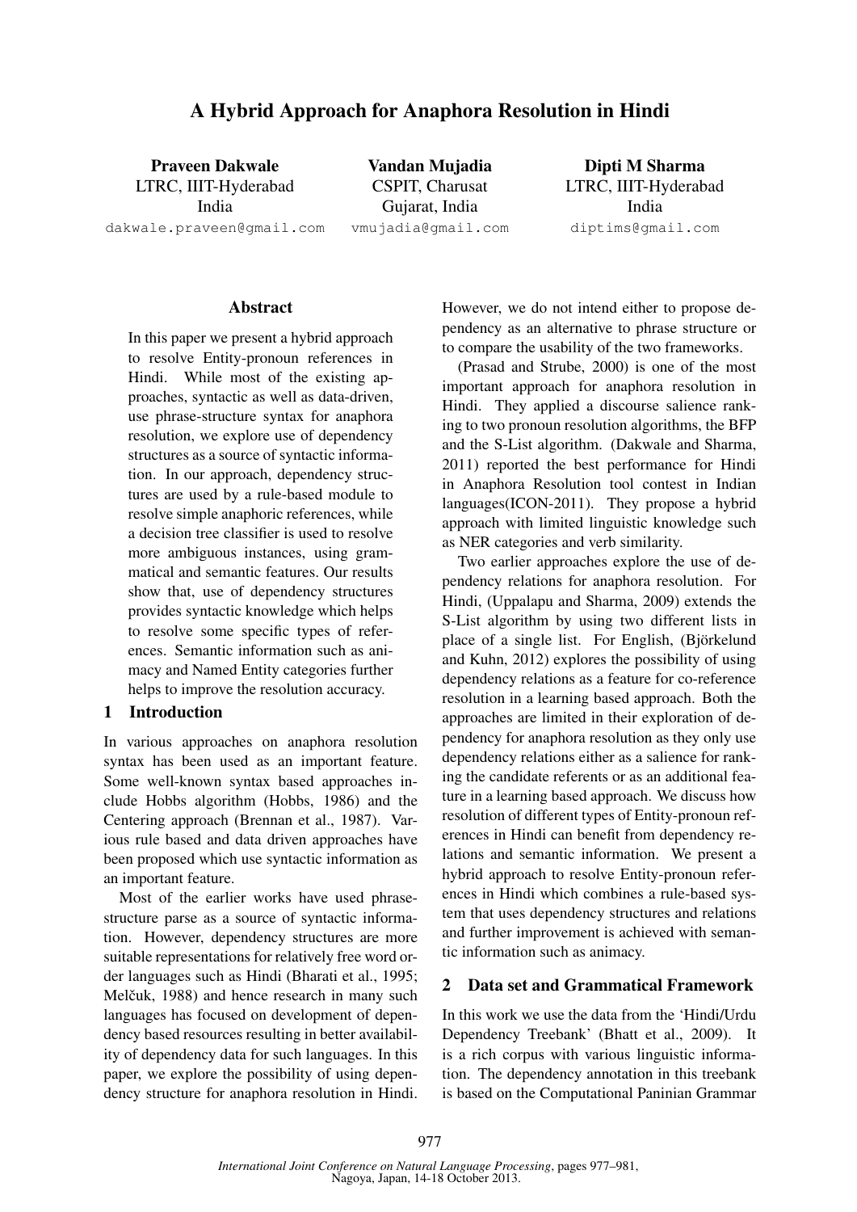# A Hybrid Approach for Anaphora Resolution in Hindi

**Praveen Dakwale**
LTRC, IIIT-Hyderabad
India
dakwale.praveen@gmail.com

**Vandan Mujadia**
CSPIT, Charusat
Gujarat, India
vmujadia@gmail.com

**Dipti M Sharma**
LTRC, IIIT-Hyderabad
India
diptims@gmail.com

## Abstract

In this paper we present a hybrid approach to resolve Entity-pronoun references in Hindi. While most of the existing approaches, syntactic as well as data-driven, use phrase-structure syntax for anaphora resolution, we explore use of dependency structures as a source of syntactic information. In our approach, dependency structures are used by a rule-based module to resolve simple anaphoric references, while a decision tree classifier is used to resolve more ambiguous instances, using grammatical and semantic features. Our results show that, use of dependency structures provides syntactic knowledge which helps to resolve some specific types of references. Semantic information such as animacy and Named Entity categories further helps to improve the resolution accuracy.

## 1 Introduction

In various approaches on anaphora resolution syntax has been used as an important feature. Some well-known syntax based approaches include Hobbs algorithm (Hobbs, 1986) and the Centering approach (Brennan et al., 1987). Various rule based and data driven approaches have been proposed which use syntactic information as an important feature.

Most of the earlier works have used phrase-structure parse as a source of syntactic information. However, dependency structures are more suitable representations for relatively free word order languages such as Hindi (Bharati et al., 1995; Melčuk, 1988) and hence research in many such languages has focused on development of dependency based resources resulting in better availability of dependency data for such languages. In this paper, we explore the possibility of using dependency structure for anaphora resolution in Hindi. However, we do not intend either to propose dependency as an alternative to phrase structure or to compare the usability of the two frameworks.

(Prasad and Strube, 2000) is one of the most important approach for anaphora resolution in Hindi. They applied a discourse salience ranking to two pronoun resolution algorithms, the BFP and the S-List algorithm. (Dakwale and Sharma, 2011) reported the best performance for Hindi in Anaphora Resolution tool contest in Indian languages(ICON-2011). They propose a hybrid approach with limited linguistic knowledge such as NER categories and verb similarity.

Two earlier approaches explore the use of dependency relations for anaphora resolution. For Hindi, (Uppalapu and Sharma, 2009) extends the S-List algorithm by using two different lists in place of a single list. For English, (Björkelund and Kuhn, 2012) explores the possibility of using dependency relations as a feature for co-reference resolution in a learning based approach. Both the approaches are limited in their exploration of dependency for anaphora resolution as they only use dependency relations either as a salience for ranking the candidate referents or as an additional feature in a learning based approach. We discuss how resolution of different types of Entity-pronoun references in Hindi can benefit from dependency relations and semantic information. We present a hybrid approach to resolve Entity-pronoun references in Hindi which combines a rule-based system that uses dependency structures and relations and further improvement is achieved with semantic information such as animacy.

## 2 Data set and Grammatical Framework

In this work we use the data from the 'Hindi/Urdu Dependency Treebank' (Bhatt et al., 2009). It is a rich corpus with various linguistic information. The dependency annotation in this treebank is based on the Computational Paninian Grammar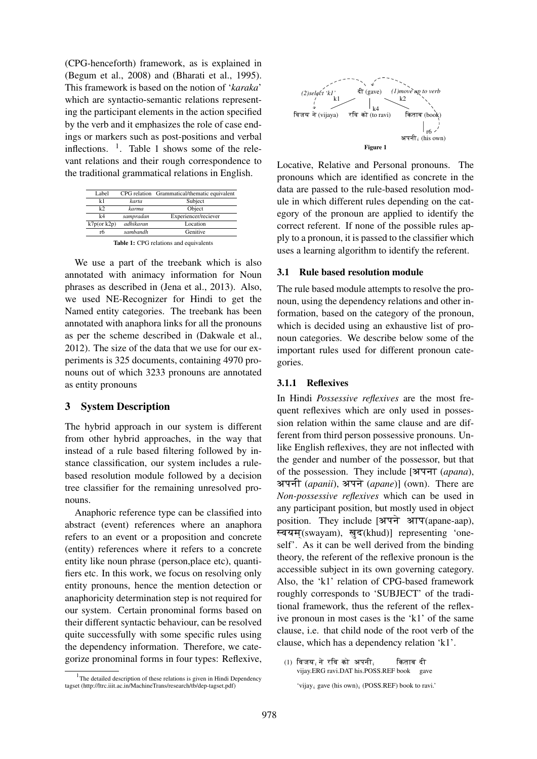(CPG-henceforth) framework, as is explained in (Begum et al., 2008) and (Bharati et al., 1995). This framework is based on the notion of '*karaka*' which are syntactio-semantic relations representing the participant elements in the action specified by the verb and it emphasizes the role of case endings or markers such as post-positions and verbal inflections. [1]. Table 1 shows some of the relevant relations and their rough correspondence to the traditional grammatical relations in English.

| Label | CPG relation | Grammatical/thematic equivalent |
|---|---|---|
| k1 | *karta* | Subject |
| k2 | *karma* | Object |
| k4 | *sampradan* | Experiencer/reciever |
| k7p(or k2p) | *adhikaran* | Location |
| r6 | *sambandh* | Genitive |

**Table 1:** CPG relations and equivalents

We use a part of the treebank which is also annotated with animacy information for Noun phrases as described in (Jena et al., 2013). Also, we used NE-Recognizer for Hindi to get the Named entity categories. The treebank has been annotated with anaphora links for all the pronouns as per the scheme described in (Dakwale et al., 2012). The size of the data that we use for our experiments is 325 documents, containing 4970 pronouns out of which 3233 pronouns are annotated as entity pronouns

## 3 System Description

The hybrid approach in our system is different from other hybrid approaches, in the way that instead of a rule based filtering followed by instance classification, our system includes a rule-based resolution module followed by a decision tree classifier for the remaining unresolved pronouns.

Anaphoric reference type can be classified into abstract (event) references where an anaphora refers to an event or a proposition and concrete (entity) references where it refers to a concrete entity like noun phrase (person,place etc), quantifiers etc. In this work, we focus on resolving only entity pronouns, hence the mention detection or anaphoricity determination step is not required for our system. Certain pronominal forms based on their different syntactic behaviour, can be resolved quite successfully with some specific rules using the dependency information. Therefore, we categorize pronominal forms in four types: Reflexive, Locative, Relative and Personal pronouns. The pronouns which are identified as concrete in the data are passed to the rule-based resolution module in which different rules depending on the category of the pronoun are applied to identify the correct referent. If none of the possible rules apply to a pronoun, it is passed to the classifier which uses a learning algorithm to identify the referent.

[1] The detailed description of these relations is given in Hindi Dependency tagset (http://ltrc.iiit.ac.in/MachineTrans/research/tb/dep-tagset.pdf)

(2)select 'k1' k1 दी (gave) (1)move up to verb k2
विजय ने (vijaya) रवि को (to ravi) k4 किताब (book)
r6
अपनी$_i$ (his own)

**Figure 1**

### 3.1 Rule based resolution module

The rule based module attempts to resolve the pronoun, using the dependency relations and other information, based on the category of the pronoun, which is decided using an exhaustive list of pronoun categories. We describe below some of the important rules used for different pronoun categories.

#### 3.1.1 Reflexives

In Hindi *Possessive reflexives* are the most frequent reflexives which are only used in possession relation within the same clause and are different from third person possessive pronouns. Unlike English reflexives, they are not inflected with the gender and number of the possessor, but that of the possession. They include [अपना (*apana*), अपनी (*apanii*), अपने (*apane*)] (own). There are *Non-possessive reflexives* which can be used in any participant position, but mostly used in object position. They include [अपने आप(apane-aap), स्वयम्(swayam), खुद(khud)] representing 'oneself'. As it can be well derived from the binding theory, the referent of the reflexive pronoun is the accessible subject in its own governing category. Also, the 'k1' relation of CPG-based framework roughly corresponds to 'SUBJECT' of the traditional framework, thus the referent of the reflexive pronoun in most cases is the 'k1' of the same clause, i.e. that child node of the root verb of the clause, which has a dependency relation 'k1'.

(1) विजय$_i$ ने रवि को अपनी$_i$ किताब दी
vijay.ERG ravi.DAT his.POSS.REF book gave

'vijay$_i$ gave (his own)$_i$ (POSS.REF) book to ravi.'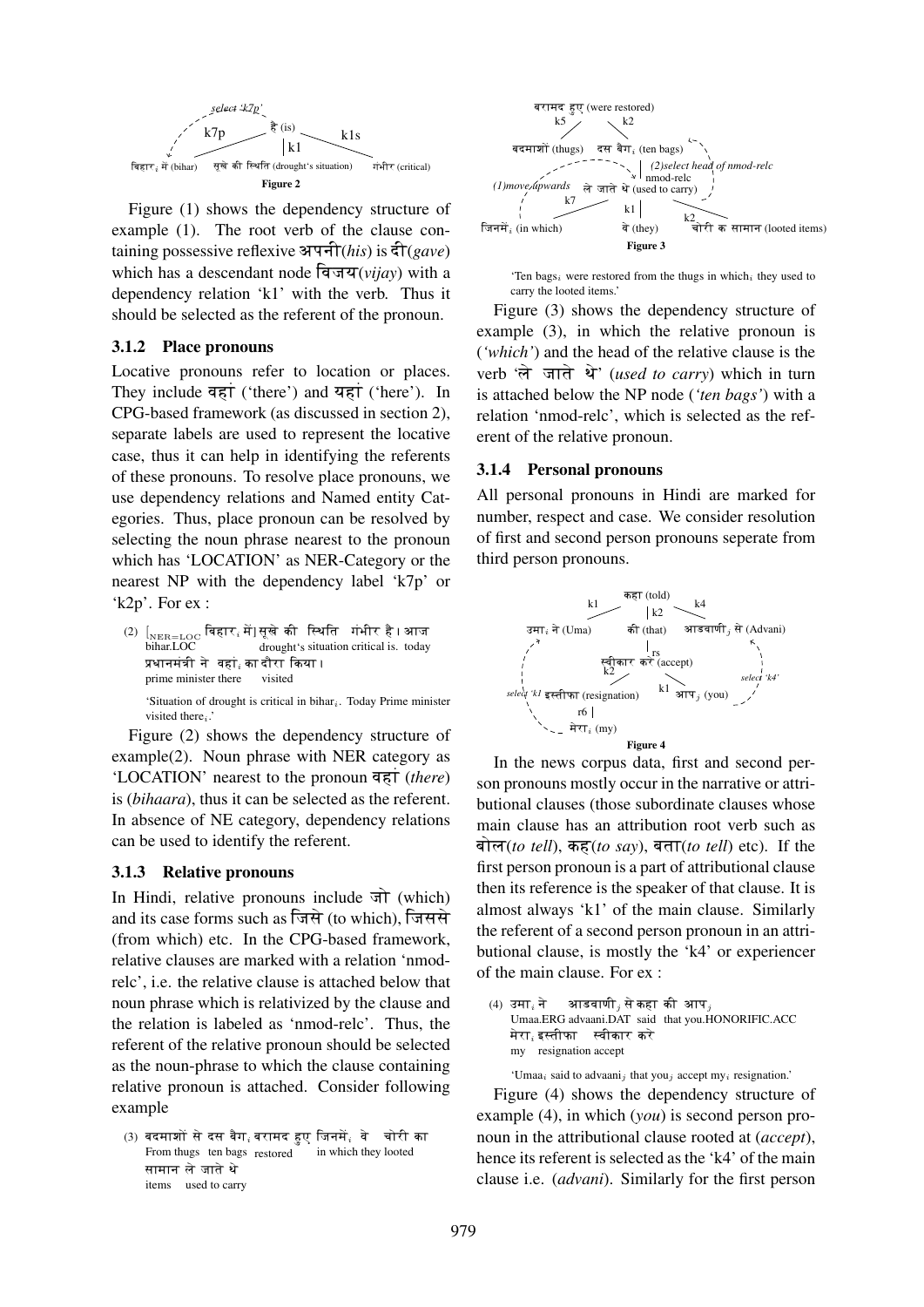**Figure 2**

Figure (1) shows the dependency structure of example (1). The root verb of the clause containing possessive reflexive अपनी(*his*) is दी(*gave*) which has a descendant node विजय(*vijay*) with a dependency relation 'k1' with the verb. Thus it should be selected as the referent of the pronoun.

### 3.1.2 Place pronouns

Locative pronouns refer to location or places. They include वहां ('there') and यहां ('here'). In CPG-based framework (as discussed in section 2), separate labels are used to represent the locative case, thus it can help in identifying the referents of these pronouns. To resolve place pronouns, we use dependency relations and Named entity Categories. Thus, place pronoun can be resolved by selecting the noun phrase nearest to the pronoun which has 'LOCATION' as NER-Category or the nearest NP with the dependency label 'k7p' or 'k2p'. For ex :

(2) [$_{NER=LOC}$ बिहार$_i$ में] सूखे की स्थिति गंभीर है। आज प्रधानमंत्री ने वहां$_i$ का दौरा किया।
bihar.LOC drought's situation critical is. today prime minister there visited

'Situation of drought is critical in bihar$_i$. Today Prime minister visited there$_i$.'

Figure (2) shows the dependency structure of example(2). Noun phrase with NER category as 'LOCATION' nearest to the pronoun वहां (*there*) is (*bihaara*), thus it can be selected as the referent. In absence of NE category, dependency relations can be used to identify the referent.

### 3.1.3 Relative pronouns

In Hindi, relative pronouns include जो (which) and its case forms such as जिसे (to which), जिससे (from which) etc. In the CPG-based framework, relative clauses are marked with a relation 'nmod-relc', i.e. the relative clause is attached below that noun phrase which is relativized by the clause and the relation is labeled as 'nmod-relc'. Thus, the referent of the relative pronoun should be selected as the noun-phrase to which the clause containing relative pronoun is attached. Consider following example

(3) बदमाशों से दस बैग$_i$ बरामद हुए जिनमें$_i$ वे चोरी का सामान ले जाते थे
From thugs ten bags restored in which they looted items used to carry

**Figure 3**

'Ten bags$_i$ were restored from the thugs in which$_i$ they used to carry the looted items.'

Figure (3) shows the dependency structure of example (3), in which the relative pronoun is (*'which'*) and the head of the relative clause is the verb 'ले जाते थे' (*used to carry*) which in turn is attached below the NP node (*'ten bags'*) with a relation 'nmod-relc', which is selected as the referent of the relative pronoun.

### 3.1.4 Personal pronouns

All personal pronouns in Hindi are marked for number, respect and case. We consider resolution of first and second person pronouns seperate from third person pronouns.

**Figure 4**

In the news corpus data, first and second person pronouns mostly occur in the narrative or attributional clauses (those subordinate clauses whose main clause has an attribution root verb such as बोल(*to tell*), कह(*to say*), बता(*to tell*) etc). If the first person pronoun is a part of attributional clause then its reference is the speaker of that clause. It is almost always 'k1' of the main clause. Similarly the referent of a second person pronoun in an attributional clause, is mostly the 'k4' or experiencer of the main clause. For ex :

(4) उमा$_i$ ने आडवाणी$_j$ से कहा की आप$_j$ मेरा$_i$ इस्तीफा स्वीकार करें
Umaa.ERG advaani.DAT said that you.HONORIFIC.ACC my resignation accept

'Umaa$_i$ said to advaani$_j$ that you$_j$ accept my$_i$ resignation.'

Figure (4) shows the dependency structure of example (4), in which (*you*) is second person pronoun in the attributional clause rooted at (*accept*), hence its referent is selected as the 'k4' of the main clause i.e. (*advani*). Similarly for the first person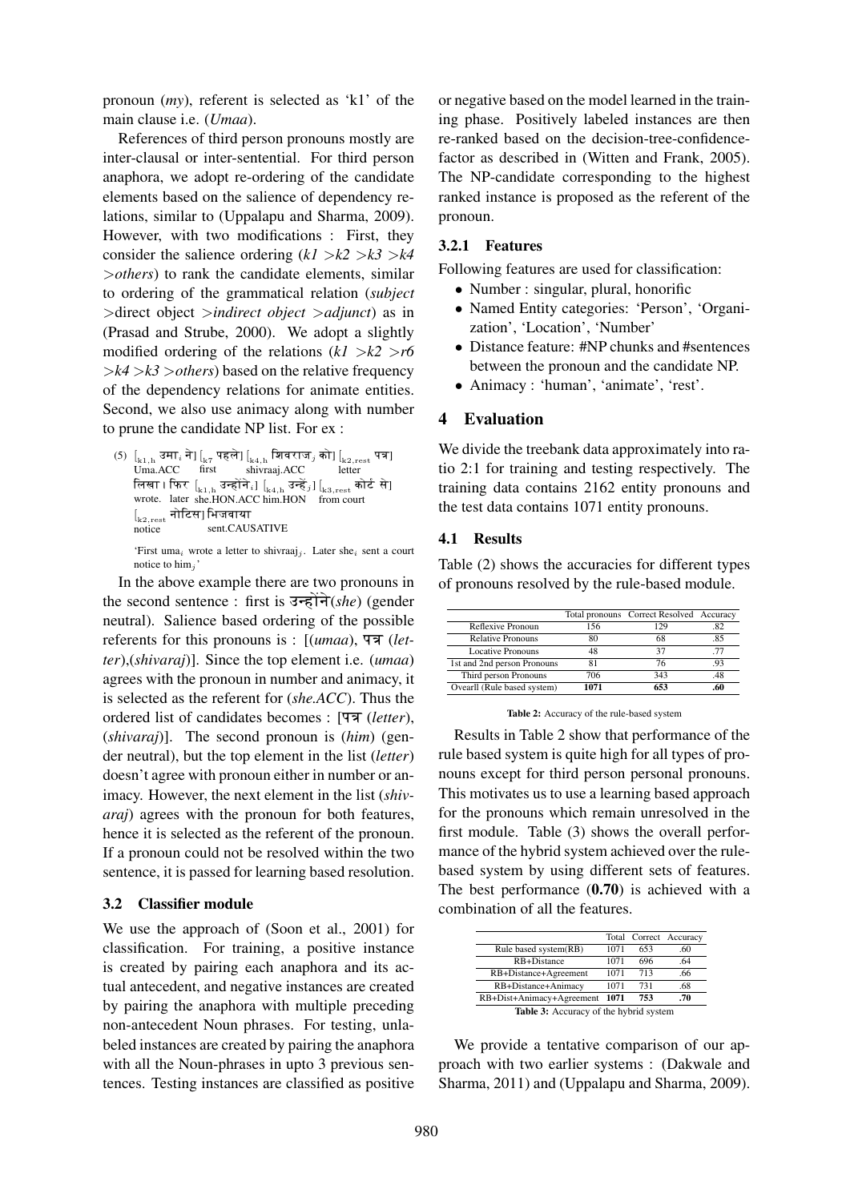pronoun (*my*), referent is selected as 'k1' of the main clause i.e. (*Umaa*).

References of third person pronouns mostly are inter-clausal or inter-sentential. For third person anaphora, we adopt re-ordering of the candidate elements based on the salience of dependency relations, similar to (Uppalapu and Sharma, 2009). However, with two modifications : First, they consider the salience ordering (*k1 >k2 >k3 >k4 >others*) to rank the candidate elements, similar to ordering of the grammatical relation (*subject* >direct object >*indirect object* >*adjunct*) as in (Prasad and Strube, 2000). We adopt a slightly modified ordering of the relations (*k1 >k2 >r6 >k4 >k3 >others*) based on the relative frequency of the dependency relations for animate entities. Second, we also use animacy along with number to prune the candidate NP list. For ex :

(5) $[_{k1,h}$ उमा$_i$ ने$]$ $[_{k7}$ पहले$]$ $[_{k4,h}$ शिवराज$_j$ को$]$ $[_{k2,rest}$ पत्र$]$
Uma.ACC first shivraaj.ACC letter
लिखा। फिर $[_{k1,h}$ उन्होंने$_i$$]$ $[_{k4,h}$ उन्हें$_j$$]$ $[_{k3,rest}$ कोर्ट से$]$
wrote. later she.HON.ACC him.HON from court
$[_{k2,rest}$ नोटिस$]$ भिजवाया
notice sent.CAUSATIVE

'First uma$_i$ wrote a letter to shivraaj$_j$. Later she$_i$ sent a court notice to him$_j$'

In the above example there are two pronouns in the second sentence : first is उन्होंने(*she*) (gender neutral). Salience based ordering of the possible referents for this pronouns is : [(*umaa*), पत्र (*letter*),(*shivaraj*)]. Since the top element i.e. (*umaa*) agrees with the pronoun in number and animacy, it is selected as the referent for (*she.ACC*). Thus the ordered list of candidates becomes : [पत्र (*letter*), (*shivaraj*)]. The second pronoun is (*him*) (gender neutral), but the top element in the list (*letter*) doesn't agree with pronoun either in number or animacy. However, the next element in the list (*shivaraj*) agrees with the pronoun for both features, hence it is selected as the referent of the pronoun. If a pronoun could not be resolved within the two sentence, it is passed for learning based resolution.

### 3.2 Classifier module

We use the approach of (Soon et al., 2001) for classification. For training, a positive instance is created by pairing each anaphora and its actual antecedent, and negative instances are created by pairing the anaphora with multiple preceding non-antecedent Noun phrases. For testing, unlabeled instances are created by pairing the anaphora with all the Noun-phrases in upto 3 previous sentences. Testing instances are classified as positive or negative based on the model learned in the training phase. Positively labeled instances are then re-ranked based on the decision-tree-confidence-factor as described in (Witten and Frank, 2005). The NP-candidate corresponding to the highest ranked instance is proposed as the referent of the pronoun.

#### 3.2.1 Features

Following features are used for classification:

- Number : singular, plural, honorific
- Named Entity categories: 'Person', 'Organization', 'Location', 'Number'
- Distance feature: #NP chunks and #sentences between the pronoun and the candidate NP.
- Animacy : 'human', 'animate', 'rest'.

## 4 Evaluation

We divide the treebank data approximately into ratio 2:1 for training and testing respectively. The training data contains 2162 entity pronouns and the test data contains 1071 entity pronouns.

### 4.1 Results

Table (2) shows the accuracies for different types of pronouns resolved by the rule-based module.

| | Total pronouns | Correct Resolved | Accuracy |
|---|---|---|---|
| Reflexive Pronoun | 156 | 129 | .82 |
| Relative Pronouns | 80 | 68 | .85 |
| Locative Pronouns | 48 | 37 | .77 |
| 1st and 2nd person Pronouns | 81 | 76 | .93 |
| Third person Pronouns | 706 | 343 | .48 |
| Ovearll (Rule based system) | **1071** | **653** | **.60** |

**Table 2:** Accuracy of the rule-based system

Results in Table 2 show that performance of the rule based system is quite high for all types of pronouns except for third person personal pronouns. This motivates us to use a learning based approach for the pronouns which remain unresolved in the first module. Table (3) shows the overall performance of the hybrid system achieved over the rule-based system by using different sets of features. The best performance (**0.70**) is achieved with a combination of all the features.

| | Total | Correct | Accuracy |
|---|---|---|---|
| Rule based system(RB) | 1071 | 653 | .60 |
| RB+Distance | 1071 | 696 | .64 |
| RB+Distance+Agreement | 1071 | 713 | .66 |
| RB+Distance+Animacy | 1071 | 731 | .68 |
| RB+Dist+Animacy+Agreement | **1071** | **753** | **.70** |

**Table 3:** Accuracy of the hybrid system

We provide a tentative comparison of our approach with two earlier systems : (Dakwale and Sharma, 2011) and (Uppalapu and Sharma, 2009).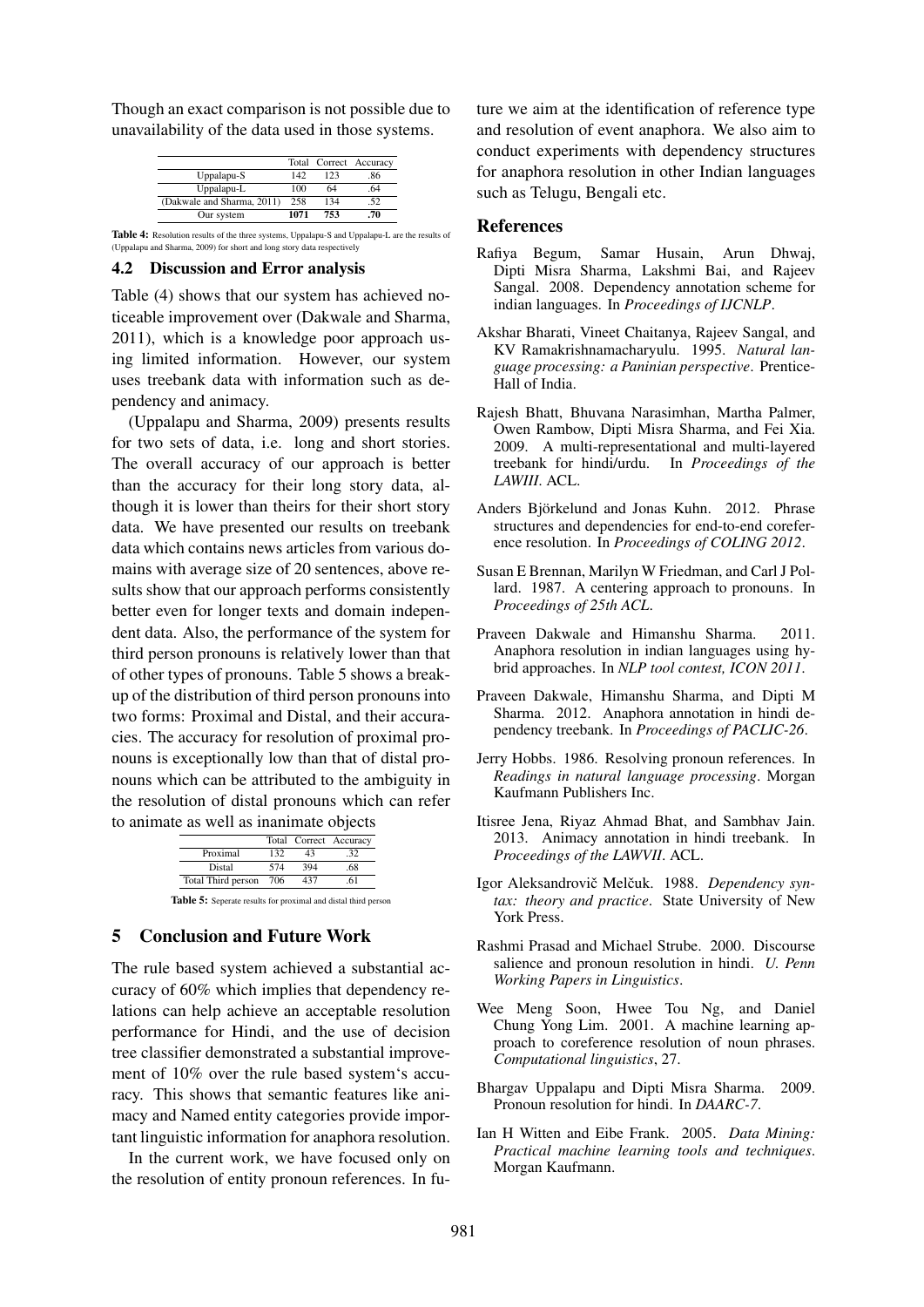Though an exact comparison is not possible due to unavailability of the data used in those systems.

| | Total | Correct | Accuracy |
|---|---|---|---|
| Uppalapu-S | 142 | 123 | .86 |
| Uppalapu-L | 100 | 64 | .64 |
| (Dakwale and Sharma, 2011) | 258 | 134 | .52 |
| Our system | **1071** | **753** | **.70** |

**Table 4:** Resolution results of the three systems, Uppalapu-S and Uppalapu-L are the results of (Uppalapu and Sharma, 2009) for short and long story data respectively

### 4.2 Discussion and Error analysis

Table (4) shows that our system has achieved noticeable improvement over (Dakwale and Sharma, 2011), which is a knowledge poor approach using limited information. However, our system uses treebank data with information such as dependency and animacy.

(Uppalapu and Sharma, 2009) presents results for two sets of data, i.e. long and short stories. The overall accuracy of our approach is better than the accuracy for their long story data, although it is lower than theirs for their short story data. We have presented our results on treebank data which contains news articles from various domains with average size of 20 sentences, above results show that our approach performs consistently better even for longer texts and domain independent data. Also, the performance of the system for third person pronouns is relatively lower than that of other types of pronouns. Table 5 shows a breakup of the distribution of third person pronouns into two forms: Proximal and Distal, and their accuracies. The accuracy for resolution of proximal pronouns is exceptionally low than that of distal pronouns which can be attributed to the ambiguity in the resolution of distal pronouns which can refer to animate as well as inanimate objects

| | Total | Correct | Accuracy |
|---|---|---|---|
| Proximal | 132 | 43 | .32 |
| Distal | 574 | 394 | .68 |
| Total Third person | 706 | 437 | .61 |

**Table 5:** Seperate results for proximal and distal third person

## 5 Conclusion and Future Work

The rule based system achieved a substantial accuracy of 60% which implies that dependency relations can help achieve an acceptable resolution performance for Hindi, and the use of decision tree classifier demonstrated a substantial improvement of 10% over the rule based system's accuracy. This shows that semantic features like animacy and Named entity categories provide important linguistic information for anaphora resolution.

In the current work, we have focused only on the resolution of entity pronoun references. In future we aim at the identification of reference type and resolution of event anaphora. We also aim to conduct experiments with dependency structures for anaphora resolution in other Indian languages such as Telugu, Bengali etc.

## References

Rafiya Begum, Samar Husain, Arun Dhwaj, Dipti Misra Sharma, Lakshmi Bai, and Rajeev Sangal. 2008. Dependency annotation scheme for indian languages. In *Proceedings of IJCNLP*.

Akshar Bharati, Vineet Chaitanya, Rajeev Sangal, and KV Ramakrishnamacharyulu. 1995. *Natural language processing: a Paninian perspective*. Prentice-Hall of India.

Rajesh Bhatt, Bhuvana Narasimhan, Martha Palmer, Owen Rambow, Dipti Misra Sharma, and Fei Xia. 2009. A multi-representational and multi-layered treebank for hindi/urdu. In *Proceedings of the LAWIII*. ACL.

Anders Björkelund and Jonas Kuhn. 2012. Phrase structures and dependencies for end-to-end coreference resolution. In *Proceedings of COLING 2012*.

Susan E Brennan, Marilyn W Friedman, and Carl J Pollard. 1987. A centering approach to pronouns. In *Proceedings of 25th ACL*.

Praveen Dakwale and Himanshu Sharma. 2011. Anaphora resolution in indian languages using hybrid approaches. In *NLP tool contest, ICON 2011*.

Praveen Dakwale, Himanshu Sharma, and Dipti M Sharma. 2012. Anaphora annotation in hindi dependency treebank. In *Proceedings of PACLIC-26*.

Jerry Hobbs. 1986. Resolving pronoun references. In *Readings in natural language processing*. Morgan Kaufmann Publishers Inc.

Itisree Jena, Riyaz Ahmad Bhat, and Sambhav Jain. 2013. Animacy annotation in hindi treebank. In *Proceedings of the LAWVII*. ACL.

Igor Aleksandrovič Melčuk. 1988. *Dependency syntax: theory and practice*. State University of New York Press.

Rashmi Prasad and Michael Strube. 2000. Discourse salience and pronoun resolution in hindi. *U. Penn Working Papers in Linguistics*.

Wee Meng Soon, Hwee Tou Ng, and Daniel Chung Yong Lim. 2001. A machine learning approach to coreference resolution of noun phrases. *Computational linguistics*, 27.

Bhargav Uppalapu and Dipti Misra Sharma. 2009. Pronoun resolution for hindi. In *DAARC-7*.

Ian H Witten and Eibe Frank. 2005. *Data Mining: Practical machine learning tools and techniques*. Morgan Kaufmann.